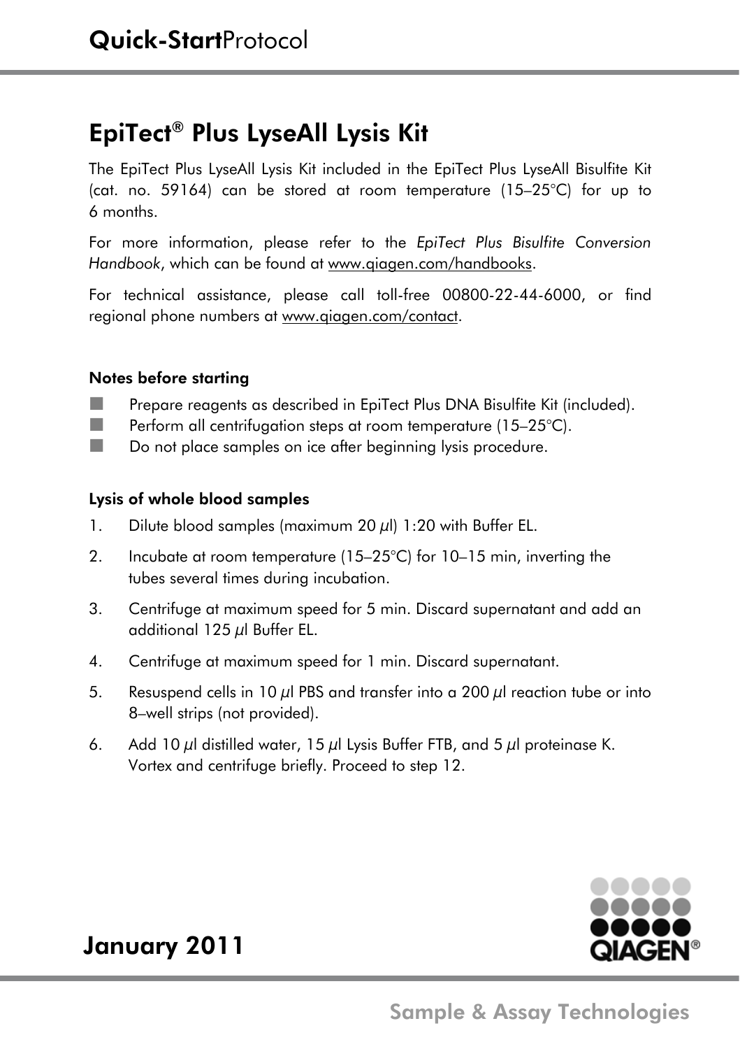# Quick-Start Protocol

## EpiTect® Plus LyseAll Lysis Kit

The EpiTect Plus LyseAll Lysis Kit included in the EpiTect Plus LyseAll Bisulfite Kit (cat. no. 59164) can be stored at room temperature (15–25°C) for up to 6 months.

For more information, please refer to the *EpiTect Plus Bisulfite Conversion Handbook*, which can be found at www.qiagen.com/handbooks.

For technical assistance, please call toll-free 00800-22-44-6000, or find regional phone numbers at www.qiagen.com/contact.

### Notes before starting

- Prepare reagents as described in EpiTect Plus DNA Bisulfite Kit (included).
- Perform all centrifugation steps at room temperature (15–25°C).
- Do not place samples on ice after beginning lysis procedure.

### Lysis of whole blood samples

1. Dilute blood samples (maximum 20 µl) 1:20 with Buffer EL.
2. Incubate at room temperature (15–25°C) for 10–15 min, inverting the tubes several times during incubation.
3. Centrifuge at maximum speed for 5 min. Discard supernatant and add an additional 125 µl Buffer EL.
4. Centrifuge at maximum speed for 1 min. Discard supernatant.
5. Resuspend cells in 10 µl PBS and transfer into a 200 µl reaction tube or into 8–well strips (not provided).
6. Add 10 µl distilled water, 15 µl Lysis Buffer FTB, and 5 µl proteinase K. Vortex and centrifuge briefly. Proceed to step 12.

January 2011

Sample & Assay Technologies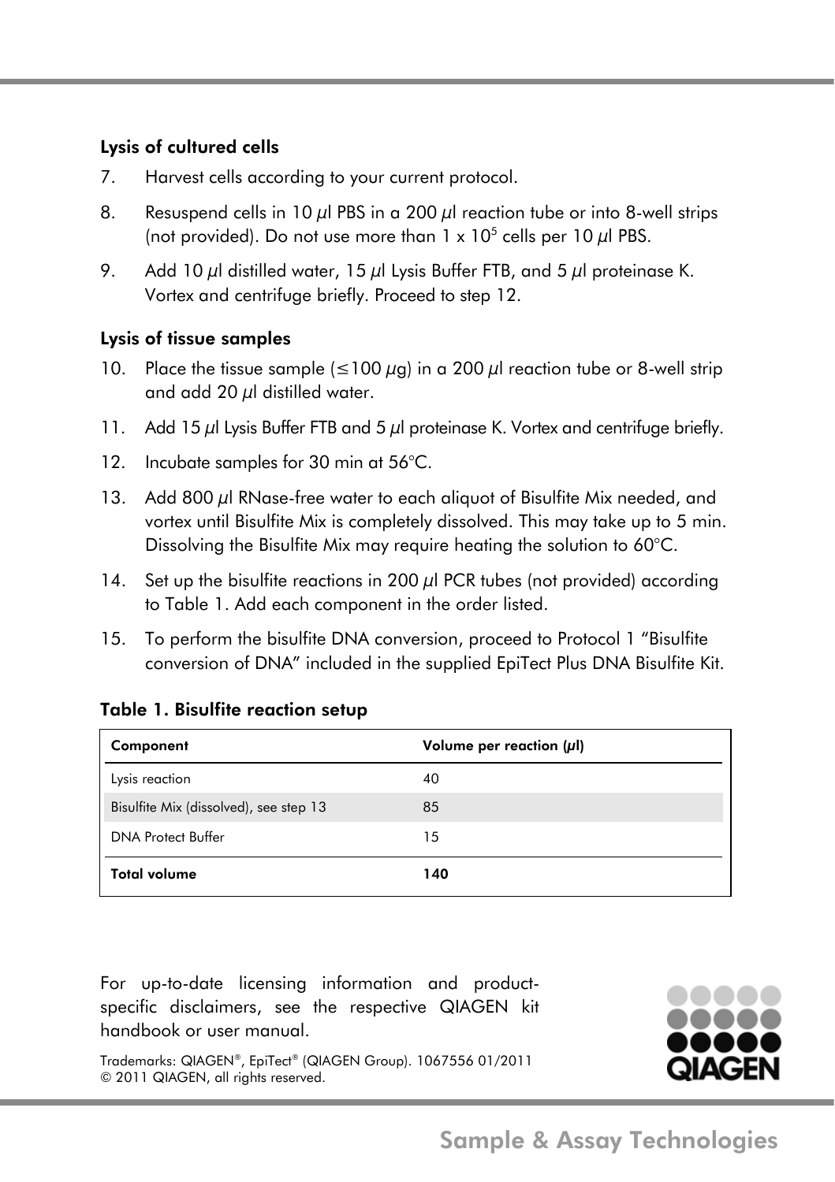### Lysis of cultured cells

7. Harvest cells according to your current protocol.
8. Resuspend cells in 10 µl PBS in a 200 µl reaction tube or into 8-well strips (not provided). Do not use more than 1 x $10^5$ cells per 10 µl PBS.
9. Add 10 µl distilled water, 15 µl Lysis Buffer FTB, and 5 µl proteinase K. Vortex and centrifuge briefly. Proceed to step 12.

### Lysis of tissue samples

10. Place the tissue sample (≤100 µg) in a 200 µl reaction tube or 8-well strip and add 20 µl distilled water.
11. Add 15 µl Lysis Buffer FTB and 5 µl proteinase K. Vortex and centrifuge briefly.
12. Incubate samples for 30 min at 56°C.
13. Add 800 µl RNase-free water to each aliquot of Bisulfite Mix needed, and vortex until Bisulfite Mix is completely dissolved. This may take up to 5 min. Dissolving the Bisulfite Mix may require heating the solution to 60°C.
14. Set up the bisulfite reactions in 200 µl PCR tubes (not provided) according to Table 1. Add each component in the order listed.
15. To perform the bisulfite DNA conversion, proceed to Protocol 1 "Bisulfite conversion of DNA" included in the supplied EpiTect Plus DNA Bisulfite Kit.

**Table 1. Bisulfite reaction setup**

| Component | Volume per reaction (µl) |
|---|---|
| Lysis reaction | 40 |
| Bisulfite Mix (dissolved), see step 13 | 85 |
| DNA Protect Buffer | 15 |
| **Total volume** | **140** |

For up-to-date licensing information and product-specific disclaimers, see the respective QIAGEN kit handbook or user manual.

Trademarks: QIAGEN®, EpiTect® (QIAGEN Group). 1067556 01/2011
© 2011 QIAGEN, all rights reserved.

QIAGEN

Sample & Assay Technologies